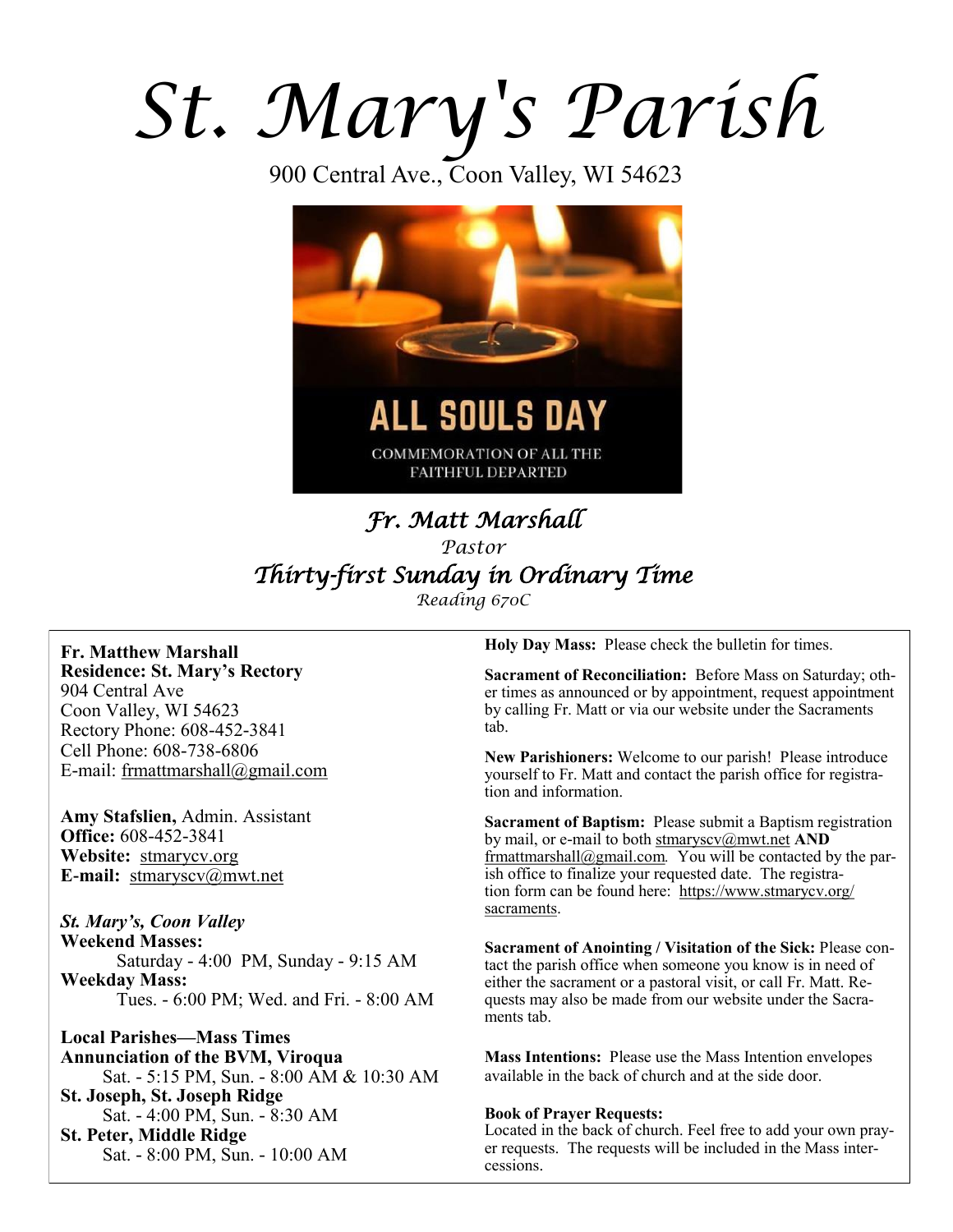# St. Mary's Parish

900 Central Ave., Coon Valley, WI 54623

ALL SOULS DAY

COMMEMORATION OF ALL THE FAITHFUL DEPARTED

## *Fr. Matt Marshall*

*Pastor*

## *Thirty-first Sunday in Ordinary Time*

*Reading 670C*

**Fr. Matthew Marshall**
**Residence: St. Mary's Rectory**
904 Central Ave
Coon Valley, WI 54623
Rectory Phone: 608-452-3841
Cell Phone: 608-738-6806
E-mail: frmattmarshall@gmail.com

**Amy Stafslien,** Admin. Assistant
**Office:** 608-452-3841
**Website:** stmarycv.org
**E-mail:** stmaryscv@mwt.net

***St. Mary's, Coon Valley***
**Weekend Masses:**
Saturday - 4:00 PM, Sunday - 9:15 AM
**Weekday Mass:**
Tues. - 6:00 PM; Wed. and Fri. - 8:00 AM

**Local Parishes—Mass Times**
**Annunciation of the BVM, Viroqua**
Sat. - 5:15 PM, Sun. - 8:00 AM & 10:30 AM
**St. Joseph, St. Joseph Ridge**
Sat. - 4:00 PM, Sun. - 8:30 AM
**St. Peter, Middle Ridge**
Sat. - 8:00 PM, Sun. - 10:00 AM

**Holy Day Mass:** Please check the bulletin for times.

**Sacrament of Reconciliation:** Before Mass on Saturday; other times as announced or by appointment, request appointment by calling Fr. Matt or via our website under the Sacraments tab.

**New Parishioners:** Welcome to our parish! Please introduce yourself to Fr. Matt and contact the parish office for registration and information.

**Sacrament of Baptism:** Please submit a Baptism registration by mail, or e-mail to both stmaryscv@mwt.net **AND** frmattmarshall@gmail.com. You will be contacted by the parish office to finalize your requested date. The registration form can be found here: https://www.stmarycv.org/sacraments.

**Sacrament of Anointing / Visitation of the Sick:** Please contact the parish office when someone you know is in need of either the sacrament or a pastoral visit, or call Fr. Matt. Requests may also be made from our website under the Sacraments tab.

**Mass Intentions:** Please use the Mass Intention envelopes available in the back of church and at the side door.

**Book of Prayer Requests:**
Located in the back of church. Feel free to add your own prayer requests. The requests will be included in the Mass intercessions.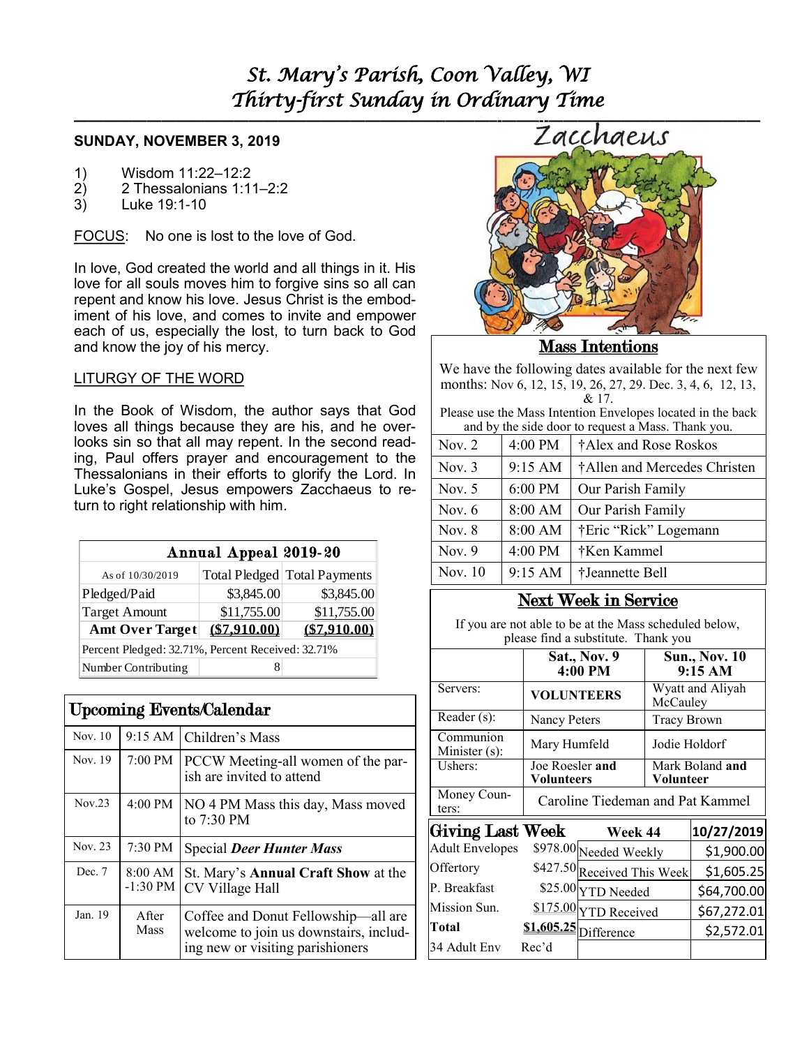# St. Mary's Parish, Coon Valley, WI
## Thirty-first Sunday in Ordinary Time

**SUNDAY, NOVEMBER 3, 2019**

1) Wisdom 11:22–12:2
2) 2 Thessalonians 1:11–2:2
3) Luke 19:1-10

FOCUS: No one is lost to the love of God.

In love, God created the world and all things in it. His love for all souls moves him to forgive sins so all can repent and know his love. Jesus Christ is the embodiment of his love, and comes to invite and empower each of us, especially the lost, to turn back to God and know the joy of his mercy.

LITURGY OF THE WORD

In the Book of Wisdom, the author says that God loves all things because they are his, and he overlooks sin so that all may repent. In the second reading, Paul offers prayer and encouragement to the Thessalonians in their efforts to glorify the Lord. In Luke's Gospel, Jesus empowers Zacchaeus to return to right relationship with him.

| Annual Appeal 2019-20 | | |
|---|---|---|
| As of 10/30/2019 | Total Pledged | Total Payments |
| Pledged/Paid | $3,845.00 | $3,845.00 |
| Target Amount | $11,755.00 | $11,755.00 |
| **Amt Over Target** | **($7,910.00)** | **($7,910.00)** |
| Percent Pledged: 32.71%, Percent Received: 32.71% | | |
| Number Contributing | 8 | |

### Upcoming Events/Calendar

| | | |
|---|---|---|
| Nov. 10 | 9:15 AM | Children's Mass |
| Nov. 19 | 7:00 PM | PCCW Meeting-all women of the parish are invited to attend |
| Nov.23 | 4:00 PM | NO 4 PM Mass this day, Mass moved to 7:30 PM |
| Nov. 23 | 7:30 PM | Special ***Deer Hunter Mass*** |
| Dec. 7 | 8:00 AM -1:30 PM | St. Mary's **Annual Craft Show** at the CV Village Hall |
| Jan. 19 | After Mass | Coffee and Donut Fellowship—all are welcome to join us downstairs, including new or visiting parishioners |

Zacchaeus

### Mass Intentions

We have the following dates available for the next few months: Nov 6, 12, 15, 19, 26, 27, 29. Dec. 3, 4, 6, 12, 13, & 17.
Please use the Mass Intention Envelopes located in the back and by the side door to request a Mass. Thank you.

| | | |
|---|---|---|
| Nov. 2 | 4:00 PM | †Alex and Rose Roskos |
| Nov. 3 | 9:15 AM | †Allen and Mercedes Christen |
| Nov. 5 | 6:00 PM | Our Parish Family |
| Nov. 6 | 8:00 AM | Our Parish Family |
| Nov. 8 | 8:00 AM | †Eric "Rick" Logemann |
| Nov. 9 | 4:00 PM | †Ken Kammel |
| Nov. 10 | 9:15 AM | †Jeannette Bell |

### Next Week in Service

If you are not able to be at the Mass scheduled below, please find a substitute. Thank you

| | Sat., Nov. 9 4:00 PM | Sun., Nov. 10 9:15 AM |
|---|---|---|
| Servers: | **VOLUNTEERS** | Wyatt and Aliyah McCauley |
| Reader (s): | Nancy Peters | Tracy Brown |
| Communion Minister (s): | Mary Humfeld | Jodie Holdorf |
| Ushers: | Joe Roesler **and Volunteers** | Mark Boland **and Volunteer** |
| Money Counters: | Caroline Tiedeman and Pat Kammel | |

| Giving Last Week | | Week 44 | 10/27/2019 |
|---|---|---|---|
| Adult Envelopes | $978.00 | Needed Weekly | $1,900.00 |
| Offertory | $427.50 | Received This Week | $1,605.25 |
| P. Breakfast | $25.00 | YTD Needed | $64,700.00 |
| Mission Sun. | $175.00 | YTD Received | $67,272.01 |
| **Total** | **$1,605.25** | Difference | $2,572.01 |
| 34 Adult Env | Rec'd | | |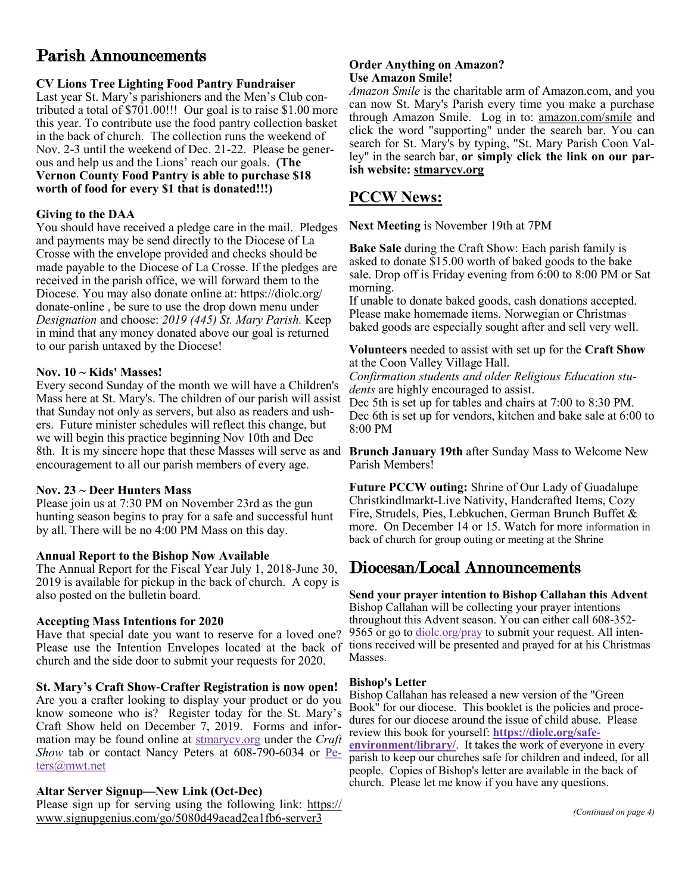# Parish Announcements

### CV Lions Tree Lighting Food Pantry Fundraiser

Last year St. Mary's parishioners and the Men's Club contributed a total of $701.00!!! Our goal is to raise $1.00 more this year. To contribute use the food pantry collection basket in the back of church. The collection runs the weekend of Nov. 2-3 until the weekend of Dec. 21-22. Please be generous and help us and the Lions' reach our goals. **(The Vernon County Food Pantry is able to purchase $18 worth of food for every $1 that is donated!!!)**

### Giving to the DAA

You should have received a pledge care in the mail. Pledges and payments may be send directly to the Diocese of La Crosse with the envelope provided and checks should be made payable to the Diocese of La Crosse. If the pledges are received in the parish office, we will forward them to the Diocese. You may also donate online at: https://diolc.org/donate-online , be sure to use the drop down menu under *Designation* and choose: *2019 (445) St. Mary Parish.* Keep in mind that any money donated above our goal is returned to our parish untaxed by the Diocese!

### Nov. 10 ~ Kids' Masses!

Every second Sunday of the month we will have a Children's Mass here at St. Mary's. The children of our parish will assist that Sunday not only as servers, but also as readers and ushers. Future minister schedules will reflect this change, but we will begin this practice beginning Nov 10th and Dec 8th. It is my sincere hope that these Masses will serve as and encouragement to all our parish members of every age.

### Nov. 23 ~ Deer Hunters Mass

Please join us at 7:30 PM on November 23rd as the gun hunting season begins to pray for a safe and successful hunt by all. There will be no 4:00 PM Mass on this day.

### Annual Report to the Bishop Now Available

The Annual Report for the Fiscal Year July 1, 2018-June 30, 2019 is available for pickup in the back of church. A copy is also posted on the bulletin board.

### Accepting Mass Intentions for 2020

Have that special date you want to reserve for a loved one? Please use the Intention Envelopes located at the back of church and the side door to submit your requests for 2020.

### St. Mary's Craft Show-Crafter Registration is now open!

Are you a crafter looking to display your product or do you know someone who is? Register today for the St. Mary's Craft Show held on December 7, 2019. Forms and information may be found online at stmarycv.org under the *Craft Show* tab or contact Nancy Peters at 608-790-6034 or Peters@mwt.net

### Altar Server Signup—New Link (Oct-Dec)

Please sign up for serving using the following link: https://www.signupgenius.com/go/5080d49aead2ea1fb6-server3

### Order Anything on Amazon? Use Amazon Smile!

*Amazon Smile* is the charitable arm of Amazon.com, and you can now St. Mary's Parish every time you make a purchase through Amazon Smile. Log in to: amazon.com/smile and click the word "supporting" under the search bar. You can search for St. Mary's by typing, "St. Mary Parish Coon Valley" in the search bar, **or simply click the link on our parish website: stmarycv.org**

## PCCW News:

**Next Meeting** is November 19th at 7PM

**Bake Sale** during the Craft Show: Each parish family is asked to donate $15.00 worth of baked goods to the bake sale. Drop off is Friday evening from 6:00 to 8:00 PM or Sat morning.
If unable to donate baked goods, cash donations accepted. Please make homemade items. Norwegian or Christmas baked goods are especially sought after and sell very well.

**Volunteers** needed to assist with set up for the **Craft Show** at the Coon Valley Village Hall.
*Confirmation students and older Religious Education students* are highly encouraged to assist.
Dec 5th is set up for tables and chairs at 7:00 to 8:30 PM.
Dec 6th is set up for vendors, kitchen and bake sale at 6:00 to 8:00 PM

**Brunch January 19th** after Sunday Mass to Welcome New Parish Members!

**Future PCCW outing:** Shrine of Our Lady of Guadalupe Christkindlmarkt-Live Nativity, Handcrafted Items, Cozy Fire, Strudels, Pies, Lebkuchen, German Brunch Buffet & more. On December 14 or 15. Watch for more information in back of church for group outing or meeting at the Shrine

# Diocesan/Local Announcements

### Send your prayer intention to Bishop Callahan this Advent

Bishop Callahan will be collecting your prayer intentions throughout this Advent season. You can either call 608-352-9565 or go to diolc.org/pray to submit your request. All intentions received will be presented and prayed for at his Christmas Masses.

### Bishop's Letter

Bishop Callahan has released a new version of the "Green Book" for our diocese. This booklet is the policies and procedures for our diocese around the issue of child abuse. Please review this book for yourself: **https://diolc.org/safe-environment/library/**. It takes the work of everyone in every parish to keep our churches safe for children and indeed, for all people. Copies of Bishop's letter are available in the back of church. Please let me know if you have any questions.

*(Continued on page 4)*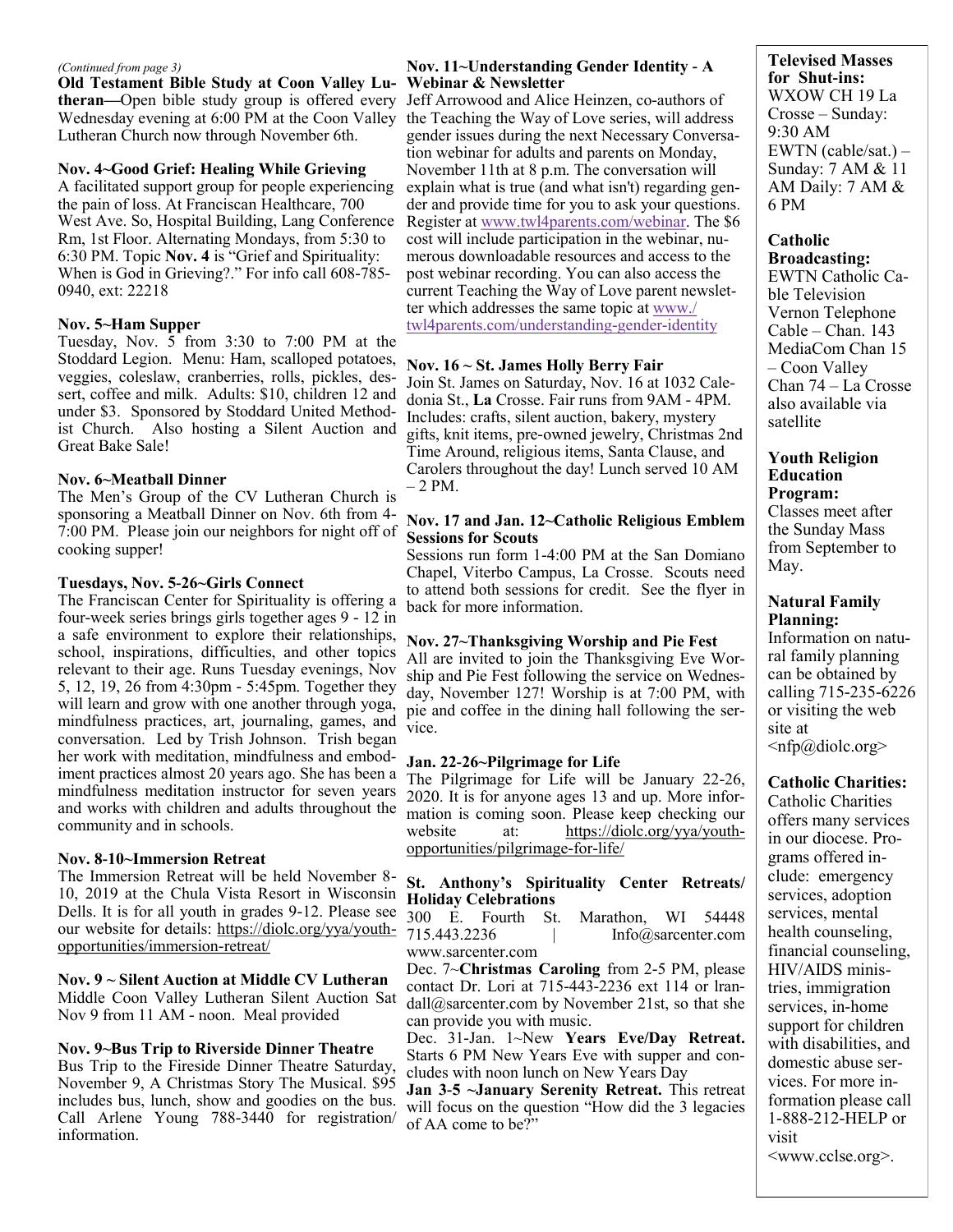*(Continued from page 3)*

**Old Testament Bible Study at Coon Valley Lutheran—**Open bible study group is offered every Wednesday evening at 6:00 PM at the Coon Valley Lutheran Church now through November 6th.

**Nov. 4~Good Grief: Healing While Grieving**

A facilitated support group for people experiencing the pain of loss. At Franciscan Healthcare, 700 West Ave. So, Hospital Building, Lang Conference Rm, 1st Floor. Alternating Mondays, from 5:30 to 6:30 PM. Topic **Nov. 4** is "Grief and Spirituality: When is God in Grieving?." For info call 608-785-0940, ext: 22218

**Nov. 5~Ham Supper**

Tuesday, Nov. 5 from 3:30 to 7:00 PM at the Stoddard Legion. Menu: Ham, scalloped potatoes, veggies, coleslaw, cranberries, rolls, pickles, dessert, coffee and milk. Adults: $10, children 12 and under $3. Sponsored by Stoddard United Methodist Church. Also hosting a Silent Auction and Great Bake Sale!

**Nov. 6~Meatball Dinner**

The Men's Group of the CV Lutheran Church is sponsoring a Meatball Dinner on Nov. 6th from 4-7:00 PM. Please join our neighbors for night off of cooking supper!

**Tuesdays, Nov. 5-26~Girls Connect**

The Franciscan Center for Spirituality is offering a four-week series brings girls together ages 9 - 12 in a safe environment to explore their relationships, school, inspirations, difficulties, and other topics relevant to their age. Runs Tuesday evenings, Nov 5, 12, 19, 26 from 4:30pm - 5:45pm. Together they will learn and grow with one another through yoga, mindfulness practices, art, journaling, games, and conversation. Led by Trish Johnson. Trish began her work with meditation, mindfulness and embodiment practices almost 20 years ago. She has been a mindfulness meditation instructor for seven years and works with children and adults throughout the community and in schools.

**Nov. 8-10~Immersion Retreat**

The Immersion Retreat will be held November 8-10, 2019 at the Chula Vista Resort in Wisconsin Dells. It is for all youth in grades 9-12. Please see our website for details: https://diolc.org/yya/youth-opportunities/immersion-retreat/

**Nov. 9 ~ Silent Auction at Middle CV Lutheran**

Middle Coon Valley Lutheran Silent Auction Sat Nov 9 from 11 AM - noon. Meal provided

**Nov. 9~Bus Trip to Riverside Dinner Theatre**

Bus Trip to the Fireside Dinner Theatre Saturday, November 9, A Christmas Story The Musical. $95 includes bus, lunch, show and goodies on the bus. Call Arlene Young 788-3440 for registration/ information.

**Nov. 11~Understanding Gender Identity - A Webinar & Newsletter**

Jeff Arrowood and Alice Heinzen, co-authors of the Teaching the Way of Love series, will address gender issues during the next Necessary Conversation webinar for adults and parents on Monday, November 11th at 8 p.m. The conversation will explain what is true (and what isn't) regarding gender and provide time for you to ask your questions. Register at www.twl4parents.com/webinar. The $6 cost will include participation in the webinar, numerous downloadable resources and access to the post webinar recording. You can also access the current Teaching the Way of Love parent newsletter which addresses the same topic at www./twl4parents.com/understanding-gender-identity

**Nov. 16 ~ St. James Holly Berry Fair**

Join St. James on Saturday, Nov. 16 at 1032 Caledonia St., **La** Crosse. Fair runs from 9AM - 4PM. Includes: crafts, silent auction, bakery, mystery gifts, knit items, pre-owned jewelry, Christmas 2nd Time Around, religious items, Santa Clause, and Carolers throughout the day! Lunch served 10 AM – 2 PM.

**Nov. 17 and Jan. 12~Catholic Religious Emblem Sessions for Scouts**

Sessions run form 1-4:00 PM at the San Domiano Chapel, Viterbo Campus, La Crosse. Scouts need to attend both sessions for credit. See the flyer in back for more information.

**Nov. 27~Thanksgiving Worship and Pie Fest**

All are invited to join the Thanksgiving Eve Worship and Pie Fest following the service on Wednesday, November 127! Worship is at 7:00 PM, with pie and coffee in the dining hall following the service.

**Jan. 22-26~Pilgrimage for Life**

The Pilgrimage for Life will be January 22-26, 2020. It is for anyone ages 13 and up. More information is coming soon. Please keep checking our website at: https://diolc.org/yya/youth-opportunities/pilgrimage-for-life/

**St. Anthony's Spirituality Center Retreats/ Holiday Celebrations**

300 E. Fourth St. Marathon, WI 54448
715.443.2236 | Info@sarcenter.com
www.sarcenter.com

Dec. 7~**Christmas Caroling** from 2-5 PM, please contact Dr. Lori at 715-443-2236 ext 114 or lrandall@sarcenter.com by November 21st, so that she can provide you with music.

Dec. 31-Jan. 1~New **Years Eve/Day Retreat.** Starts 6 PM New Years Eve with supper and concludes with noon lunch on New Years Day

**Jan 3-5 ~January Serenity Retreat.** This retreat will focus on the question "How did the 3 legacies of AA come to be?"

**Televised Masses for Shut-ins:**
WXOW CH 19 La Crosse – Sunday: 9:30 AM
EWTN (cable/sat.) – Sunday: 7 AM & 11 AM Daily: 7 AM & 6 PM

**Catholic Broadcasting:**
EWTN Catholic Cable Television
Vernon Telephone Cable – Chan. 143
MediaCom Chan 15 – Coon Valley
Chan 74 – La Crosse also available via satellite

**Youth Religion Education Program:**
Classes meet after the Sunday Mass from September to May.

**Natural Family Planning:**
Information on natural family planning can be obtained by calling 715-235-6226 or visiting the web site at <nfp@diolc.org>

**Catholic Charities:**
Catholic Charities offers many services in our diocese. Programs offered include: emergency services, adoption services, mental health counseling, financial counseling, HIV/AIDS ministries, immigration services, in-home support for children with disabilities, and domestic abuse services. For more information please call 1-888-212-HELP or visit <www.cclse.org>.